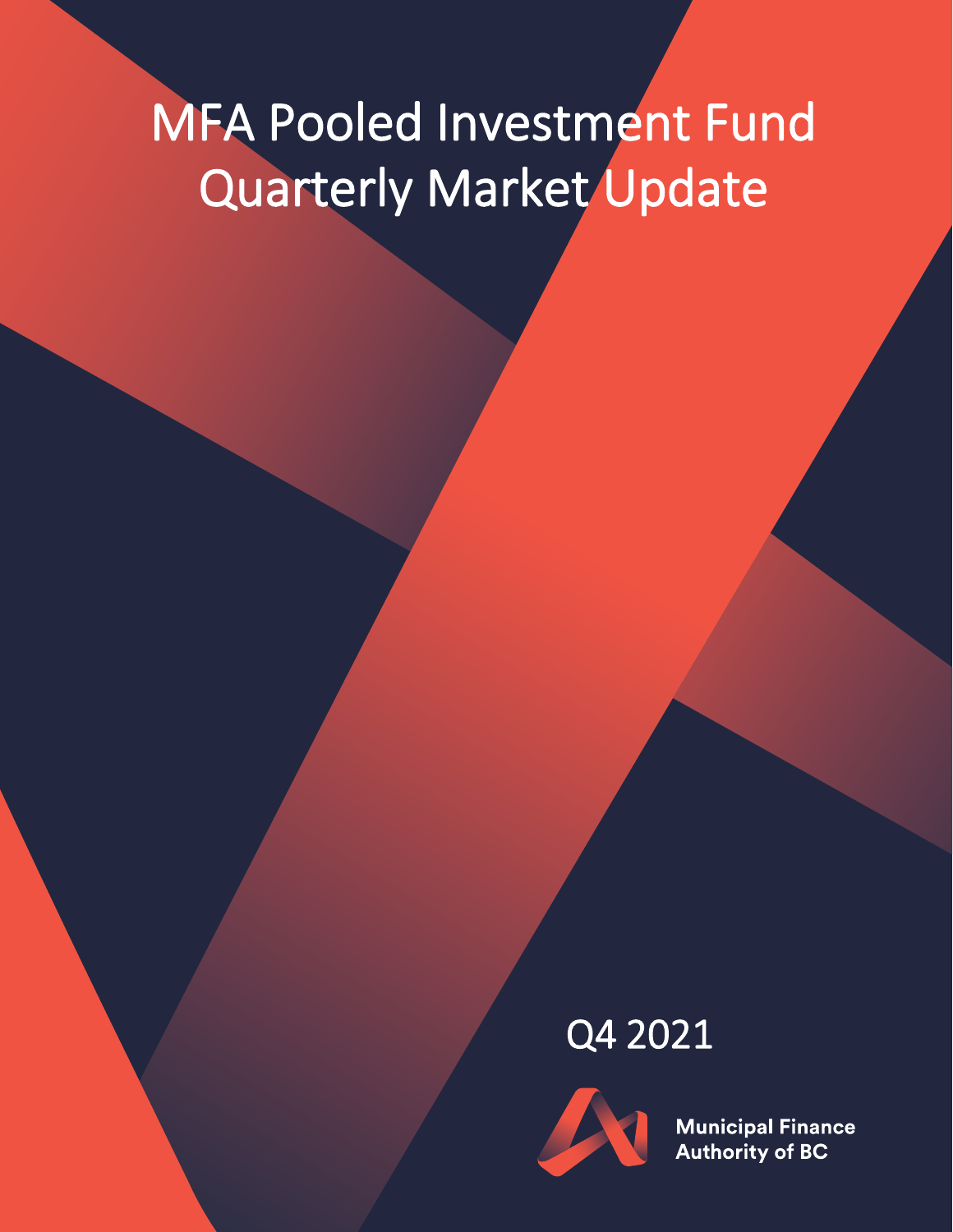# MFA Pooled Investment Fund Quarterly Market Update

Q4 2021

Municipal Finance Authority of BC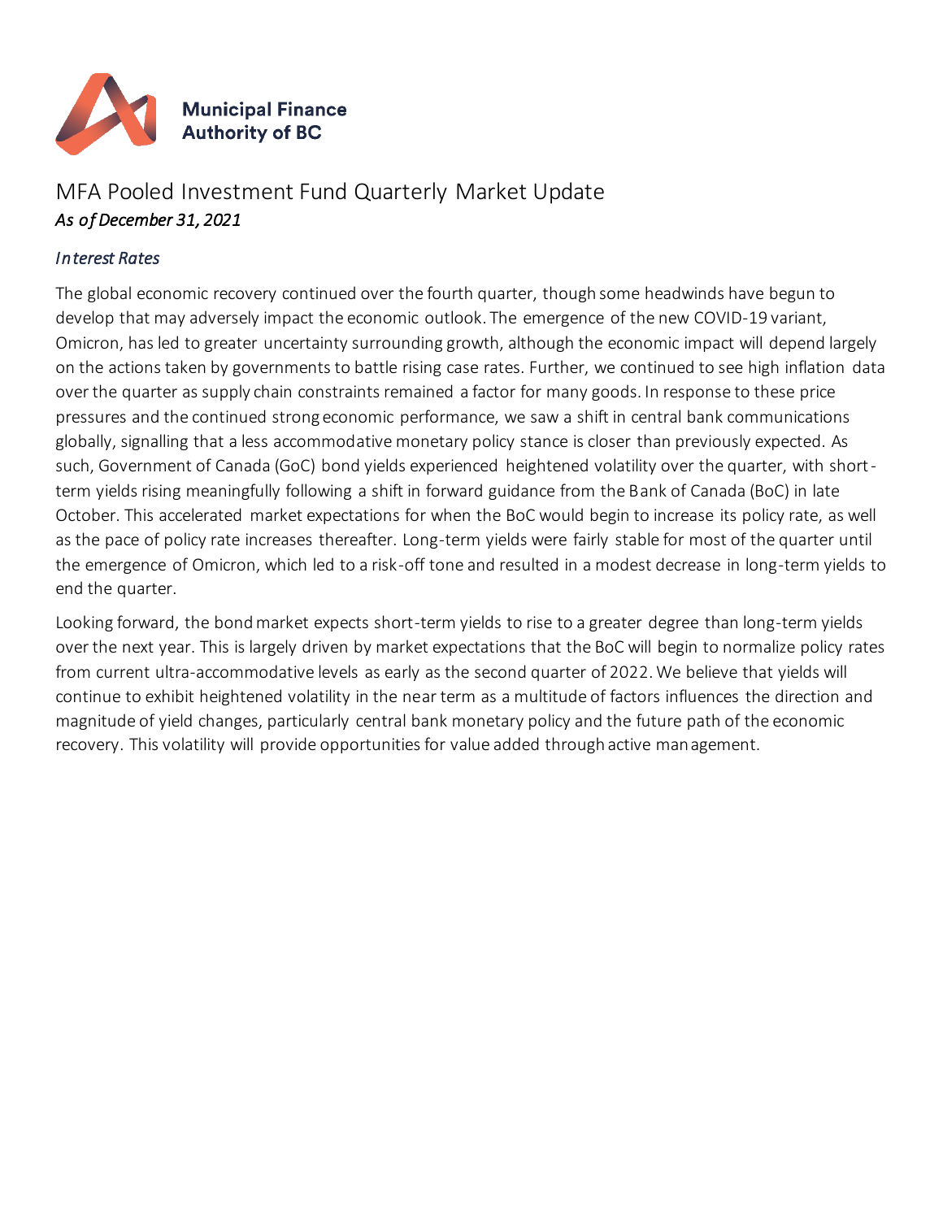**Municipal Finance Authority of BC**

# MFA Pooled Investment Fund Quarterly Market Update

*As of December 31, 2021*

### *Interest Rates*

The global economic recovery continued over the fourth quarter, though some headwinds have begun to develop that may adversely impact the economic outlook. The emergence of the new COVID-19 variant, Omicron, has led to greater uncertainty surrounding growth, although the economic impact will depend largely on the actions taken by governments to battle rising case rates. Further, we continued to see high inflation data over the quarter as supply chain constraints remained a factor for many goods. In response to these price pressures and the continued strong economic performance, we saw a shift in central bank communications globally, signalling that a less accommodative monetary policy stance is closer than previously expected. As such, Government of Canada (GoC) bond yields experienced heightened volatility over the quarter, with short-term yields rising meaningfully following a shift in forward guidance from the Bank of Canada (BoC) in late October. This accelerated market expectations for when the BoC would begin to increase its policy rate, as well as the pace of policy rate increases thereafter. Long-term yields were fairly stable for most of the quarter until the emergence of Omicron, which led to a risk-off tone and resulted in a modest decrease in long-term yields to end the quarter.

Looking forward, the bond market expects short-term yields to rise to a greater degree than long-term yields over the next year. This is largely driven by market expectations that the BoC will begin to normalize policy rates from current ultra-accommodative levels as early as the second quarter of 2022. We believe that yields will continue to exhibit heightened volatility in the near term as a multitude of factors influences the direction and magnitude of yield changes, particularly central bank monetary policy and the future path of the economic recovery. This volatility will provide opportunities for value added through active management.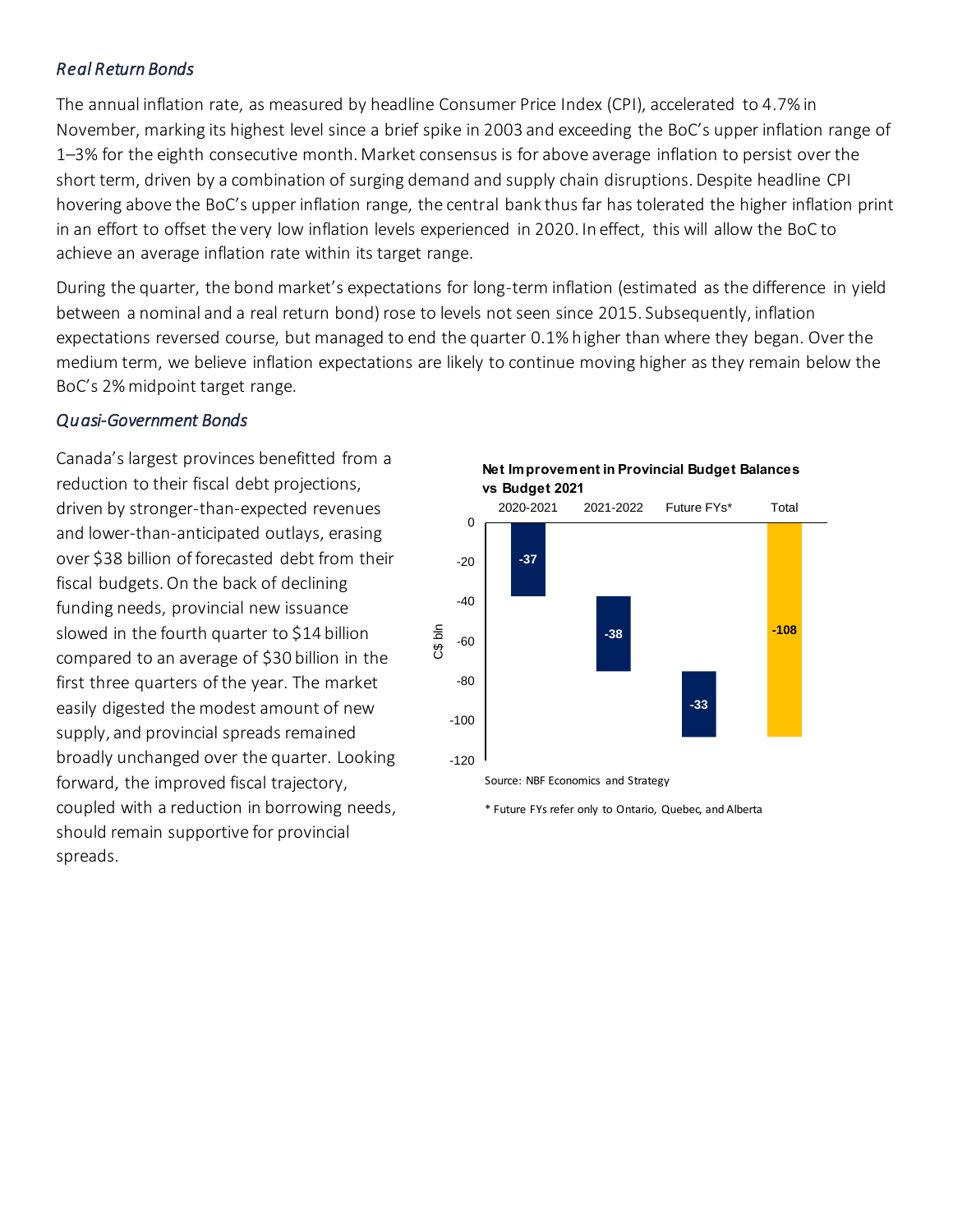### *Real Return Bonds*

The annual inflation rate, as measured by headline Consumer Price Index (CPI), accelerated to 4.7% in November, marking its highest level since a brief spike in 2003 and exceeding the BoC's upper inflation range of 1–3% for the eighth consecutive month. Market consensus is for above average inflation to persist over the short term, driven by a combination of surging demand and supply chain disruptions. Despite headline CPI hovering above the BoC's upper inflation range, the central bank thus far has tolerated the higher inflation print in an effort to offset the very low inflation levels experienced in 2020. In effect, this will allow the BoC to achieve an average inflation rate within its target range.

During the quarter, the bond market's expectations for long-term inflation (estimated as the difference in yield between a nominal and a real return bond) rose to levels not seen since 2015. Subsequently, inflation expectations reversed course, but managed to end the quarter 0.1% higher than where they began. Over the medium term, we believe inflation expectations are likely to continue moving higher as they remain below the BoC's 2% midpoint target range.

### *Quasi-Government Bonds*

Canada's largest provinces benefitted from a reduction to their fiscal debt projections, driven by stronger-than-expected revenues and lower-than-anticipated outlays, erasing over $38 billion of forecasted debt from their fiscal budgets. On the back of declining funding needs, provincial new issuance slowed in the fourth quarter to $14 billion compared to an average of $30 billion in the first three quarters of the year. The market easily digested the modest amount of new supply, and provincial spreads remained broadly unchanged over the quarter. Looking forward, the improved fiscal trajectory, coupled with a reduction in borrowing needs, should remain supportive for provincial spreads.

**Net Improvement in Provincial Budget Balances vs Budget 2021**

| | 2020-2021 | 2021-2022 | Future FYs* | Total |
|---|---|---|---|---|
| C$ bln | -37 | -38 | -33 | -108 |

Source: NBF Economics and Strategy

\* Future FYs refer only to Ontario, Quebec, and Alberta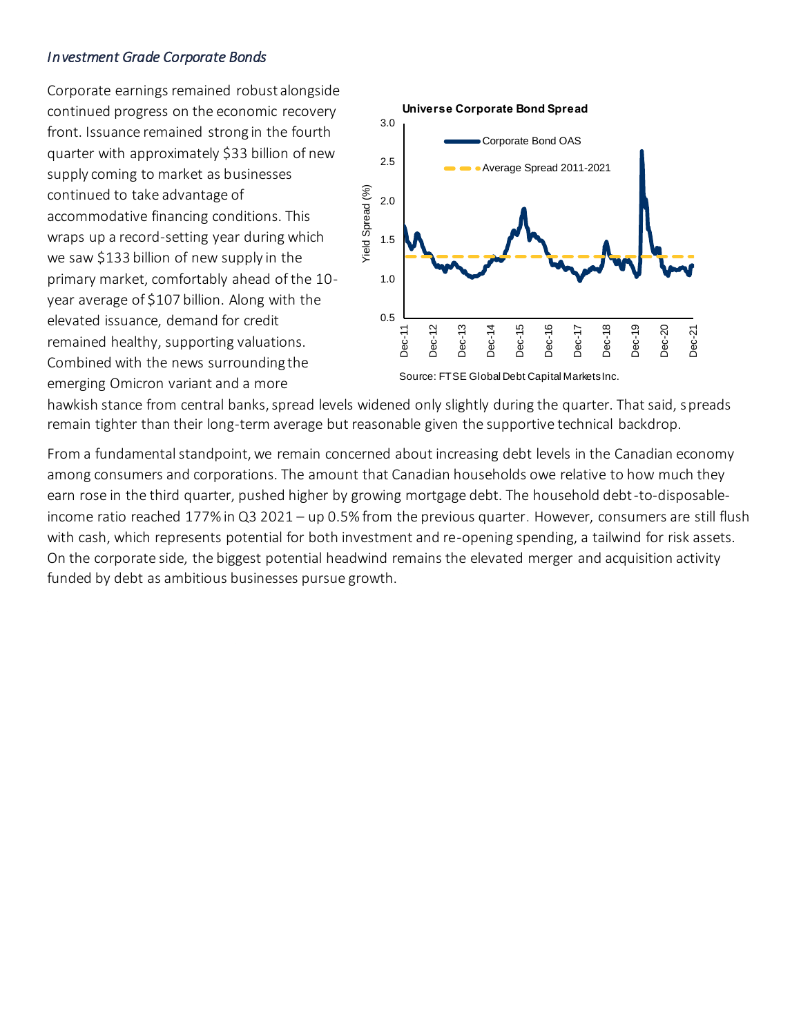*Investment Grade Corporate Bonds*

Corporate earnings remained robust alongside continued progress on the economic recovery front. Issuance remained strong in the fourth quarter with approximately $33 billion of new supply coming to market as businesses continued to take advantage of accommodative financing conditions. This wraps up a record-setting year during which we saw $133 billion of new supply in the primary market, comfortably ahead of the 10-year average of $107 billion. Along with the elevated issuance, demand for credit remained healthy, supporting valuations. Combined with the news surrounding the emerging Omicron variant and a more hawkish stance from central banks, spread levels widened only slightly during the quarter. That said, spreads remain tighter than their long-term average but reasonable given the supportive technical backdrop.

Source: FTSE Global Debt Capital Markets Inc.

From a fundamental standpoint, we remain concerned about increasing debt levels in the Canadian economy among consumers and corporations. The amount that Canadian households owe relative to how much they earn rose in the third quarter, pushed higher by growing mortgage debt. The household debt-to-disposable-income ratio reached 177% in Q3 2021 – up 0.5% from the previous quarter. However, consumers are still flush with cash, which represents potential for both investment and re-opening spending, a tailwind for risk assets. On the corporate side, the biggest potential headwind remains the elevated merger and acquisition activity funded by debt as ambitious businesses pursue growth.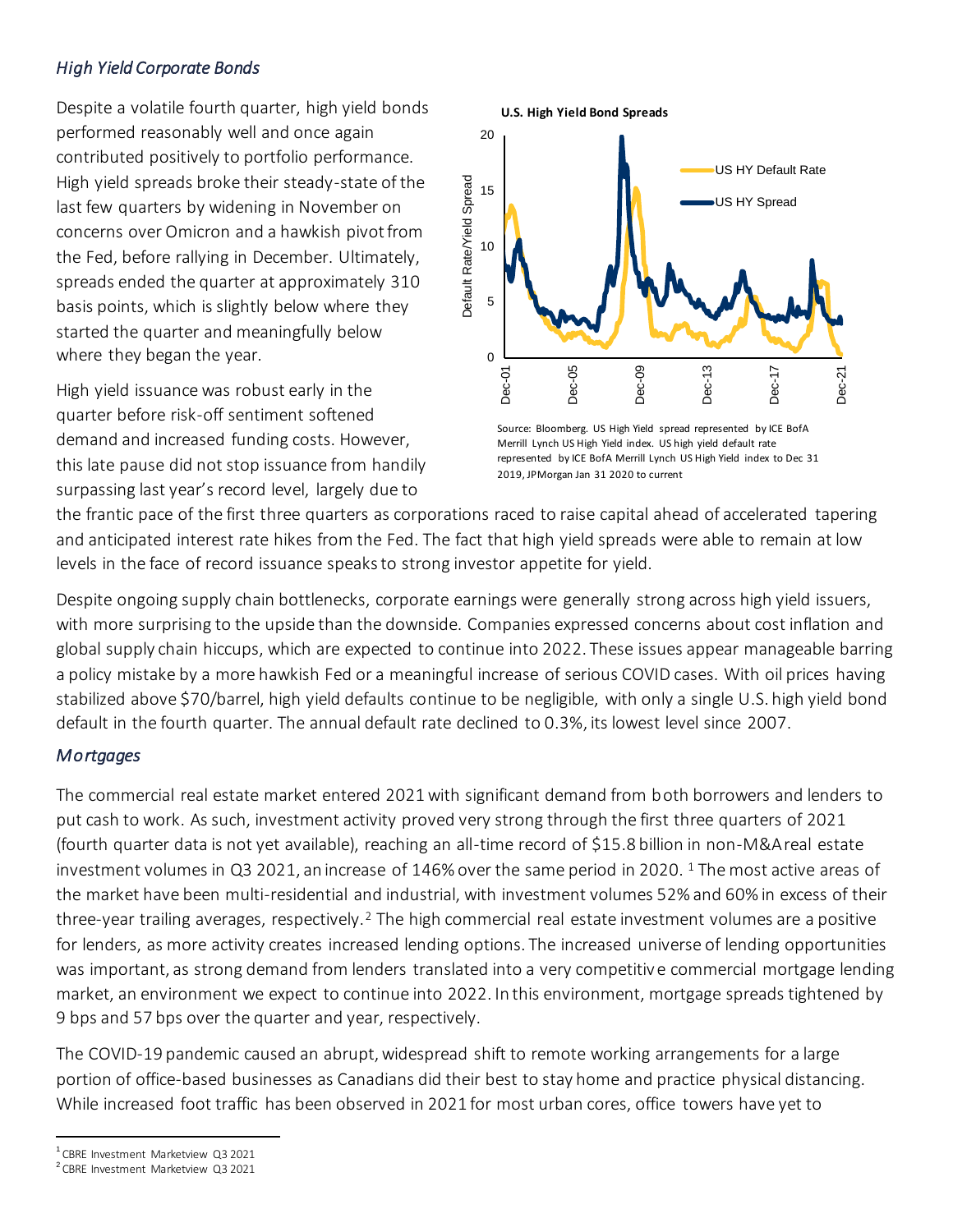### *High Yield Corporate Bonds*

Despite a volatile fourth quarter, high yield bonds performed reasonably well and once again contributed positively to portfolio performance. High yield spreads broke their steady-state of the last few quarters by widening in November on concerns over Omicron and a hawkish pivot from the Fed, before rallying in December. Ultimately, spreads ended the quarter at approximately 310 basis points, which is slightly below where they started the quarter and meaningfully below where they began the year.

**U.S. High Yield Bond Spreads**

Source: Bloomberg. US High Yield spread represented by ICE BofA Merrill Lynch US High Yield index. US high yield default rate represented by ICE BofA Merrill Lynch US High Yield index to Dec 31 2019, JPMorgan Jan 31 2020 to current

High yield issuance was robust early in the quarter before risk-off sentiment softened demand and increased funding costs. However, this late pause did not stop issuance from handily surpassing last year's record level, largely due to the frantic pace of the first three quarters as corporations raced to raise capital ahead of accelerated tapering and anticipated interest rate hikes from the Fed. The fact that high yield spreads were able to remain at low levels in the face of record issuance speaks to strong investor appetite for yield.

Despite ongoing supply chain bottlenecks, corporate earnings were generally strong across high yield issuers, with more surprising to the upside than the downside. Companies expressed concerns about cost inflation and global supply chain hiccups, which are expected to continue into 2022. These issues appear manageable barring a policy mistake by a more hawkish Fed or a meaningful increase of serious COVID cases. With oil prices having stabilized above $70/barrel, high yield defaults continue to be negligible, with only a single U.S. high yield bond default in the fourth quarter. The annual default rate declined to 0.3%, its lowest level since 2007.

### *Mortgages*

The commercial real estate market entered 2021 with significant demand from both borrowers and lenders to put cash to work. As such, investment activity proved very strong through the first three quarters of 2021 (fourth quarter data is not yet available), reaching an all-time record of $15.8 billion in non-M&A real estate investment volumes in Q3 2021, an increase of 146% over the same period in 2020. [1] The most active areas of the market have been multi-residential and industrial, with investment volumes 52% and 60% in excess of their three-year trailing averages, respectively. [2] The high commercial real estate investment volumes are a positive for lenders, as more activity creates increased lending options. The increased universe of lending opportunities was important, as strong demand from lenders translated into a very competitive commercial mortgage lending market, an environment we expect to continue into 2022. In this environment, mortgage spreads tightened by 9 bps and 57 bps over the quarter and year, respectively.

The COVID-19 pandemic caused an abrupt, widespread shift to remote working arrangements for a large portion of office-based businesses as Canadians did their best to stay home and practice physical distancing. While increased foot traffic has been observed in 2021 for most urban cores, office towers have yet to

[1] CBRE Investment Marketview Q3 2021
[2] CBRE Investment Marketview Q3 2021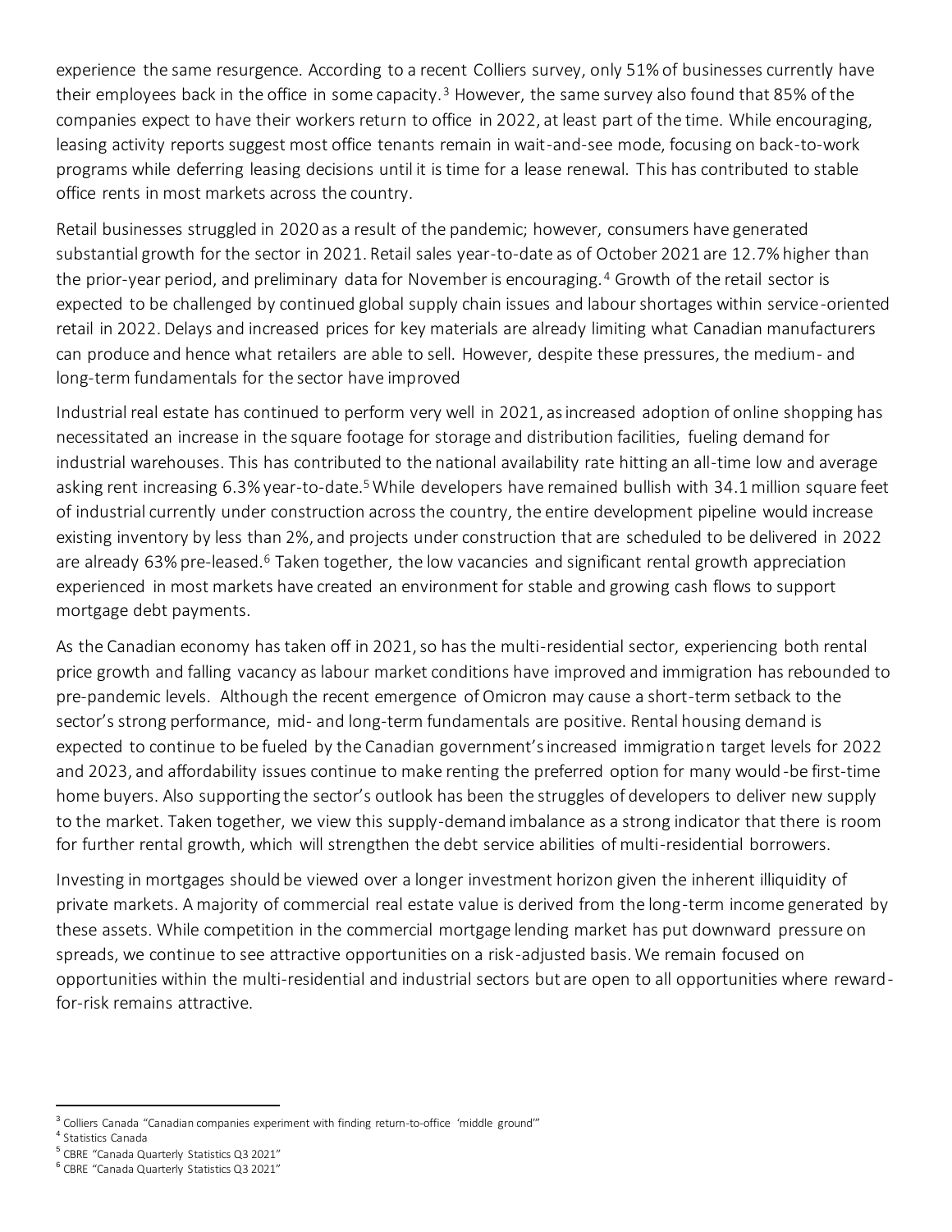experience the same resurgence. According to a recent Colliers survey, only 51% of businesses currently have their employees back in the office in some capacity.[3] However, the same survey also found that 85% of the companies expect to have their workers return to office in 2022, at least part of the time. While encouraging, leasing activity reports suggest most office tenants remain in wait-and-see mode, focusing on back-to-work programs while deferring leasing decisions until it is time for a lease renewal. This has contributed to stable office rents in most markets across the country.

Retail businesses struggled in 2020 as a result of the pandemic; however, consumers have generated substantial growth for the sector in 2021. Retail sales year-to-date as of October 2021 are 12.7% higher than the prior-year period, and preliminary data for November is encouraging.[4] Growth of the retail sector is expected to be challenged by continued global supply chain issues and labour shortages within service-oriented retail in 2022. Delays and increased prices for key materials are already limiting what Canadian manufacturers can produce and hence what retailers are able to sell. However, despite these pressures, the medium- and long-term fundamentals for the sector have improved

Industrial real estate has continued to perform very well in 2021, as increased adoption of online shopping has necessitated an increase in the square footage for storage and distribution facilities, fueling demand for industrial warehouses. This has contributed to the national availability rate hitting an all-time low and average asking rent increasing 6.3% year-to-date.[5] While developers have remained bullish with 34.1 million square feet of industrial currently under construction across the country, the entire development pipeline would increase existing inventory by less than 2%, and projects under construction that are scheduled to be delivered in 2022 are already 63% pre-leased.[6] Taken together, the low vacancies and significant rental growth appreciation experienced in most markets have created an environment for stable and growing cash flows to support mortgage debt payments.

As the Canadian economy has taken off in 2021, so has the multi-residential sector, experiencing both rental price growth and falling vacancy as labour market conditions have improved and immigration has rebounded to pre-pandemic levels. Although the recent emergence of Omicron may cause a short-term setback to the sector's strong performance, mid- and long-term fundamentals are positive. Rental housing demand is expected to continue to be fueled by the Canadian government's increased immigration target levels for 2022 and 2023, and affordability issues continue to make renting the preferred option for many would-be first-time home buyers. Also supporting the sector's outlook has been the struggles of developers to deliver new supply to the market. Taken together, we view this supply-demand imbalance as a strong indicator that there is room for further rental growth, which will strengthen the debt service abilities of multi-residential borrowers.

Investing in mortgages should be viewed over a longer investment horizon given the inherent illiquidity of private markets. A majority of commercial real estate value is derived from the long-term income generated by these assets. While competition in the commercial mortgage lending market has put downward pressure on spreads, we continue to see attractive opportunities on a risk-adjusted basis. We remain focused on opportunities within the multi-residential and industrial sectors but are open to all opportunities where reward-for-risk remains attractive.

---

[3] Colliers Canada "Canadian companies experiment with finding return-to-office 'middle ground'"

[4] Statistics Canada

[5] CBRE "Canada Quarterly Statistics Q3 2021"

[6] CBRE "Canada Quarterly Statistics Q3 2021"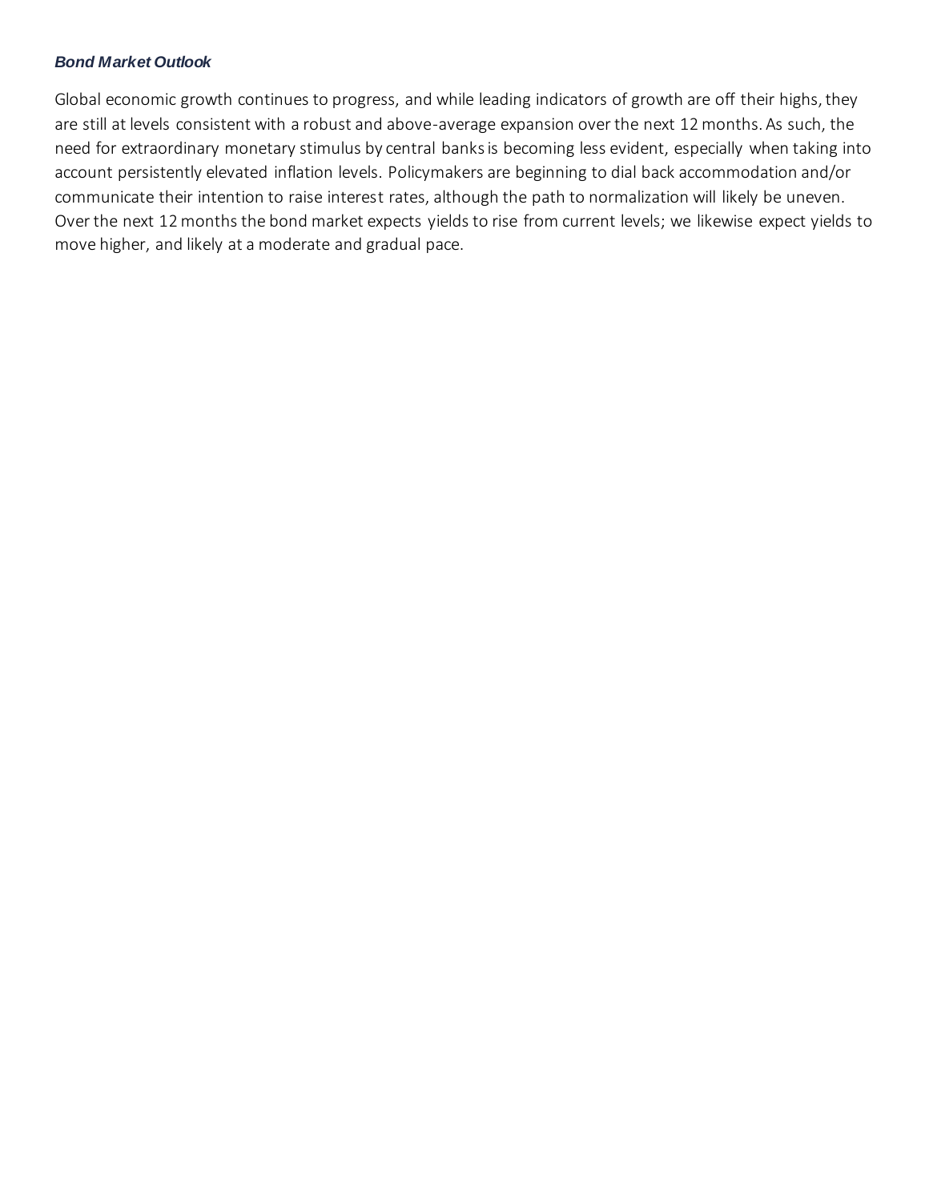***Bond Market Outlook***

Global economic growth continues to progress, and while leading indicators of growth are off their highs, they are still at levels consistent with a robust and above-average expansion over the next 12 months. As such, the need for extraordinary monetary stimulus by central banks is becoming less evident, especially when taking into account persistently elevated inflation levels. Policymakers are beginning to dial back accommodation and/or communicate their intention to raise interest rates, although the path to normalization will likely be uneven. Over the next 12 months the bond market expects yields to rise from current levels; we likewise expect yields to move higher, and likely at a moderate and gradual pace.